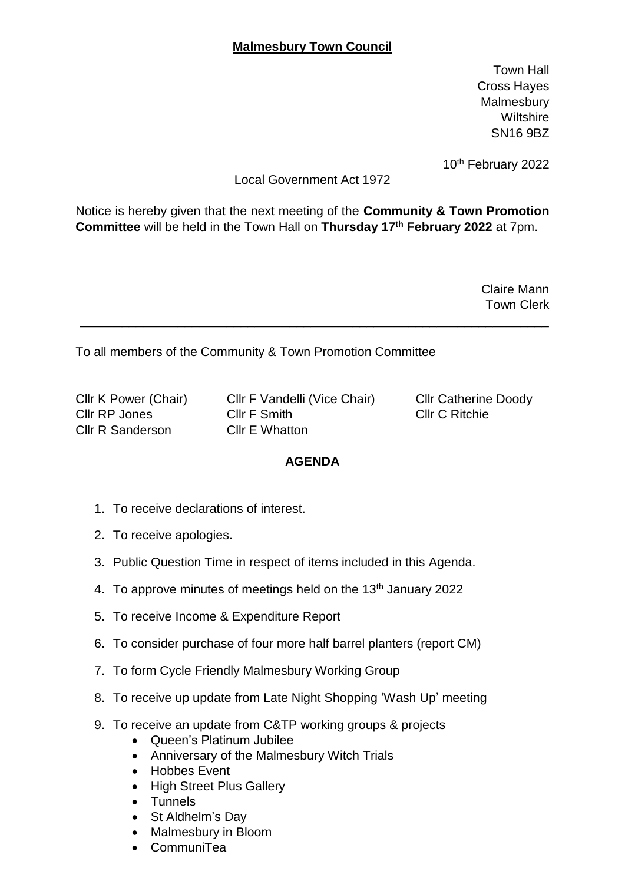# Malmesbury Town Council

Town Hall
Cross Hayes
Malmesbury
Wiltshire
SN16 9BZ

10th February 2022

Local Government Act 1972

Notice is hereby given that the next meeting of the **Community & Town Promotion Committee** will be held in the Town Hall on **Thursday 17th February 2022** at 7pm.

Claire Mann
Town Clerk

---

To all members of the Community & Town Promotion Committee

| | | |
|---|---|---|
| Cllr K Power (Chair) | Cllr F Vandelli (Vice Chair) | Cllr Catherine Doody |
| Cllr RP Jones | Cllr F Smith | Cllr C Ritchie |
| Cllr R Sanderson | Cllr E Whatton | |

## AGENDA

1. To receive declarations of interest.
2. To receive apologies.
3. Public Question Time in respect of items included in this Agenda.
4. To approve minutes of meetings held on the 13th January 2022
5. To receive Income & Expenditure Report
6. To consider purchase of four more half barrel planters (report CM)
7. To form Cycle Friendly Malmesbury Working Group
8. To receive up update from Late Night Shopping 'Wash Up' meeting
9. To receive an update from C&TP working groups & projects
   - Queen's Platinum Jubilee
   - Anniversary of the Malmesbury Witch Trials
   - Hobbes Event
   - High Street Plus Gallery
   - Tunnels
   - St Aldhelm's Day
   - Malmesbury in Bloom
   - CommuniTea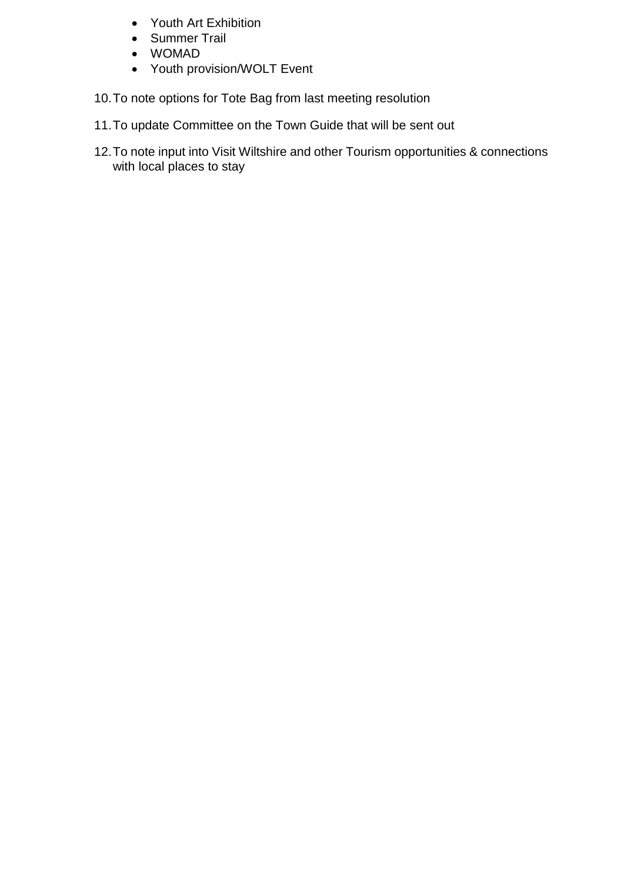- Youth Art Exhibition
- Summer Trail
- WOMAD
- Youth provision/WOLT Event

10. To note options for Tote Bag from last meeting resolution

11. To update Committee on the Town Guide that will be sent out

12. To note input into Visit Wiltshire and other Tourism opportunities & connections with local places to stay